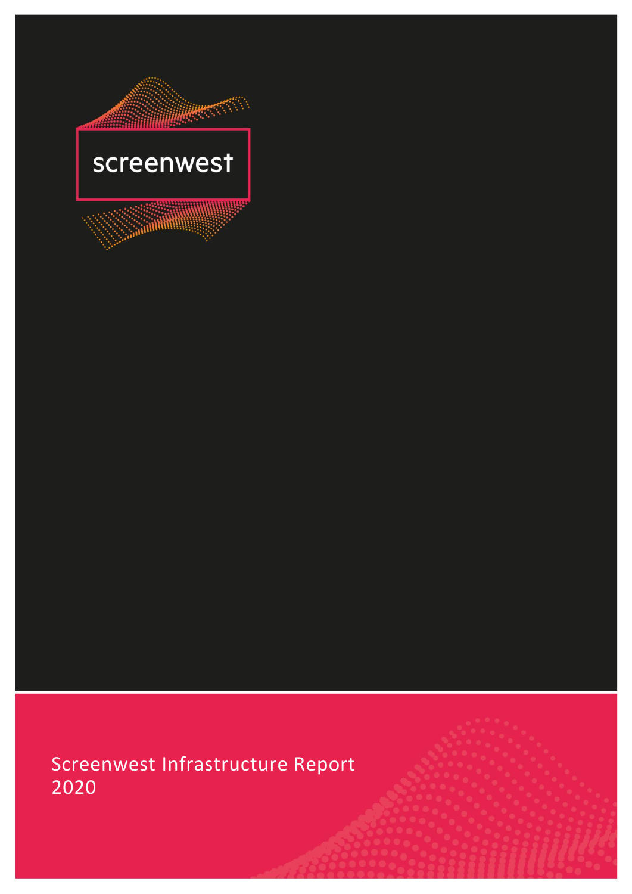screenwest

# Screenwest Infrastructure Report 2020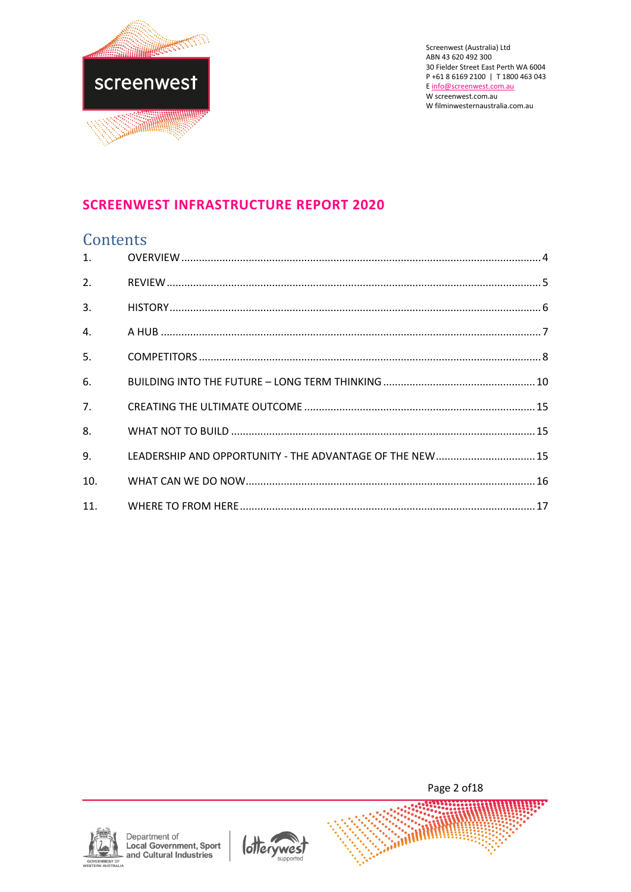Screenwest (Australia) Ltd
ABN 43 620 492 300
30 Fielder Street East Perth WA 6004
P +61 8 6169 2100 | T 1800 463 043
E info@screenwest.com.au
W screenwest.com.au
W filminwesternaustralia.com.au

# SCREENWEST INFRASTRUCTURE REPORT 2020

## Contents

1. OVERVIEW ........ 4
2. REVIEW ........ 5
3. HISTORY ........ 6
4. A HUB ........ 7
5. COMPETITORS ........ 8
6. BUILDING INTO THE FUTURE – LONG TERM THINKING ........ 10
7. CREATING THE ULTIMATE OUTCOME ........ 15
8. WHAT NOT TO BUILD ........ 15
9. LEADERSHIP AND OPPORTUNITY - THE ADVANTAGE OF THE NEW ........ 15
10. WHAT CAN WE DO NOW ........ 16
11. WHERE TO FROM HERE ........ 17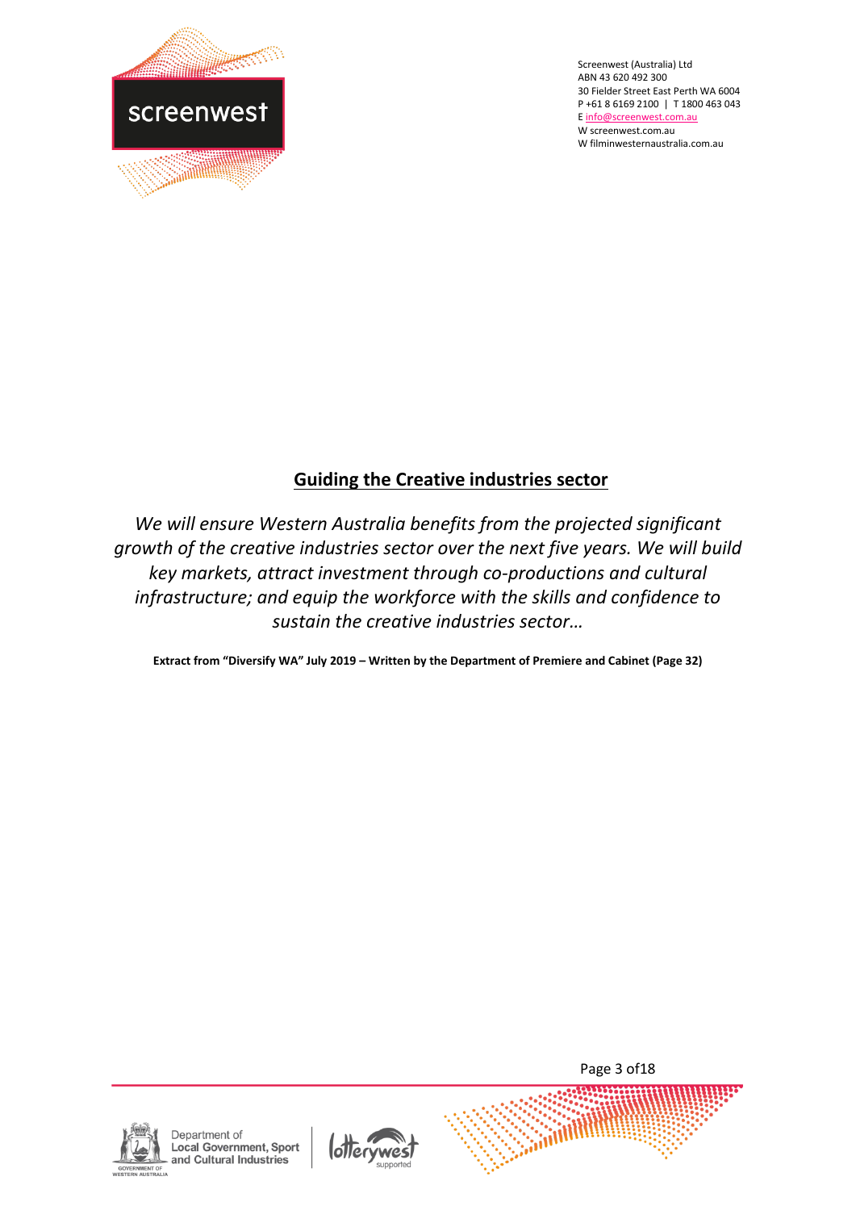## Guiding the Creative industries sector

*We will ensure Western Australia benefits from the projected significant growth of the creative industries sector over the next five years. We will build key markets, attract investment through co-productions and cultural infrastructure; and equip the workforce with the skills and confidence to sustain the creative industries sector…*

**Extract from "Diversify WA" July 2019 – Written by the Department of Premiere and Cabinet (Page 32)**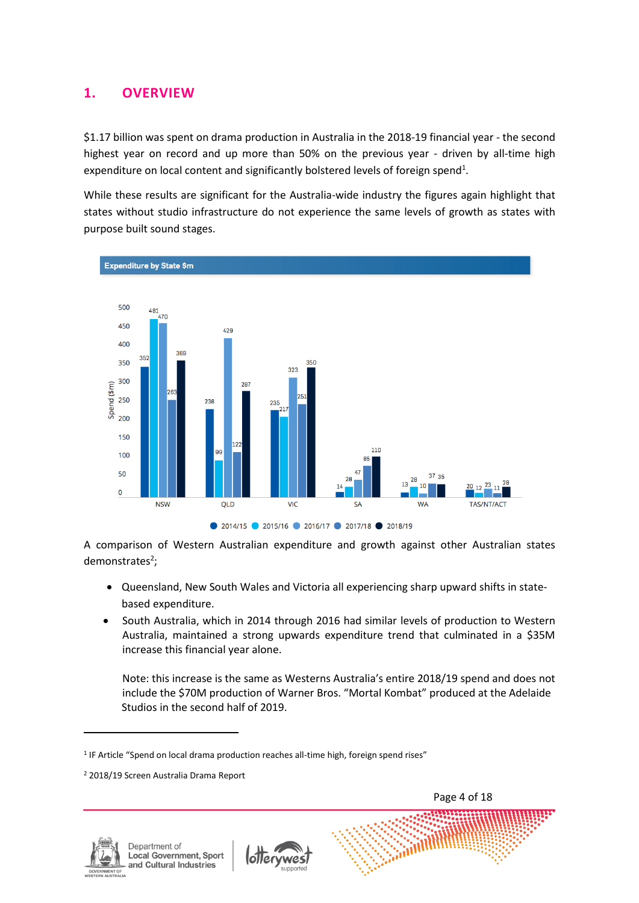# 1. OVERVIEW

$1.17 billion was spent on drama production in Australia in the 2018-19 financial year - the second highest year on record and up more than 50% on the previous year - driven by all-time high expenditure on local content and significantly bolstered levels of foreign spend[1].

While these results are significant for the Australia-wide industry the figures again highlight that states without studio infrastructure do not experience the same levels of growth as states with purpose built sound stages.

**Expenditure by State $m**

| State | 2014/15 | 2015/16 | 2016/17 | 2017/18 | 2018/19 |
|---|---|---|---|---|---|
| NSW | 352 | 481 | 470 | 263 | 369 |
| QLD | 238 | 99 | 429 | 122 | 287 |
| VIC | 235 | 217 | 323 | 251 | 350 |
| SA | 14 | 28 | 47 | 85 | 110 |
| WA | 13 | 28 | 10 | 37 | 35 |
| TAS/NT/ACT | 20 | 12 | 23 | 11 | 28 |

A comparison of Western Australian expenditure and growth against other Australian states demonstrates[2];

- Queensland, New South Wales and Victoria all experiencing sharp upward shifts in state-based expenditure.
- South Australia, which in 2014 through 2016 had similar levels of production to Western Australia, maintained a strong upwards expenditure trend that culminated in a $35M increase this financial year alone.

  Note: this increase is the same as Westerns Australia's entire 2018/19 spend and does not include the $70M production of Warner Bros. "Mortal Kombat" produced at the Adelaide Studios in the second half of 2019.

---

[1] IF Article "Spend on local drama production reaches all-time high, foreign spend rises"

[2] 2018/19 Screen Australia Drama Report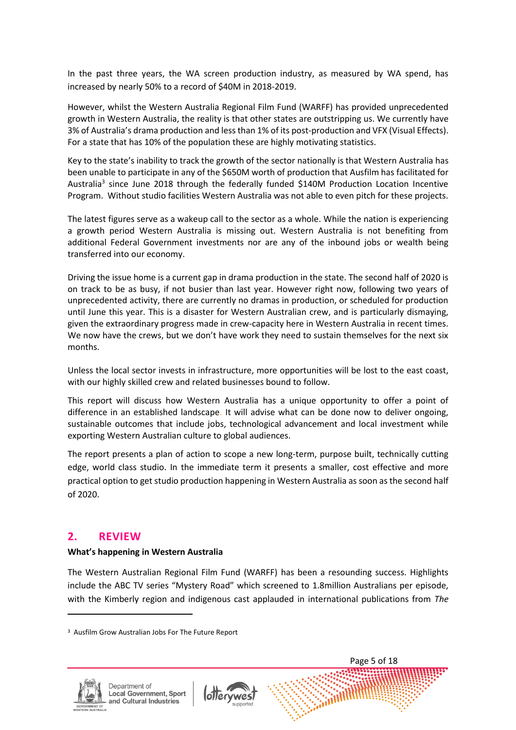In the past three years, the WA screen production industry, as measured by WA spend, has increased by nearly 50% to a record of $40M in 2018-2019.

However, whilst the Western Australia Regional Film Fund (WARFF) has provided unprecedented growth in Western Australia, the reality is that other states are outstripping us. We currently have 3% of Australia's drama production and less than 1% of its post-production and VFX (Visual Effects). For a state that has 10% of the population these are highly motivating statistics.

Key to the state's inability to track the growth of the sector nationally is that Western Australia has been unable to participate in any of the $650M worth of production that Ausfilm has facilitated for Australia[3] since June 2018 through the federally funded $140M Production Location Incentive Program. Without studio facilities Western Australia was not able to even pitch for these projects.

The latest figures serve as a wakeup call to the sector as a whole. While the nation is experiencing a growth period Western Australia is missing out. Western Australia is not benefiting from additional Federal Government investments nor are any of the inbound jobs or wealth being transferred into our economy.

Driving the issue home is a current gap in drama production in the state. The second half of 2020 is on track to be as busy, if not busier than last year. However right now, following two years of unprecedented activity, there are currently no dramas in production, or scheduled for production until June this year. This is a disaster for Western Australian crew, and is particularly dismaying, given the extraordinary progress made in crew-capacity here in Western Australia in recent times. We now have the crews, but we don't have work they need to sustain themselves for the next six months.

Unless the local sector invests in infrastructure, more opportunities will be lost to the east coast, with our highly skilled crew and related businesses bound to follow.

This report will discuss how Western Australia has a unique opportunity to offer a point of difference in an established landscape. It will advise what can be done now to deliver ongoing, sustainable outcomes that include jobs, technological advancement and local investment while exporting Western Australian culture to global audiences.

The report presents a plan of action to scope a new long-term, purpose built, technically cutting edge, world class studio. In the immediate term it presents a smaller, cost effective and more practical option to get studio production happening in Western Australia as soon as the second half of 2020.

## 2. REVIEW

**What's happening in Western Australia**

The Western Australian Regional Film Fund (WARFF) has been a resounding success. Highlights include the ABC TV series "Mystery Road" which screened to 1.8million Australians per episode, with the Kimberly region and indigenous cast applauded in international publications from *The*

---

[3] Ausfilm Grow Australian Jobs For The Future Report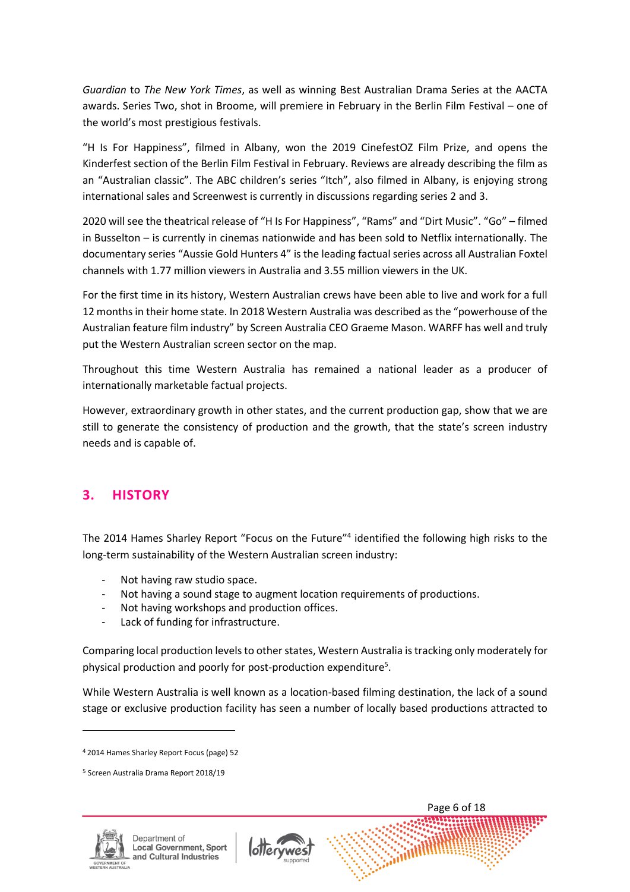*Guardian* to *The New York Times*, as well as winning Best Australian Drama Series at the AACTA awards. Series Two, shot in Broome, will premiere in February in the Berlin Film Festival – one of the world's most prestigious festivals.

"H Is For Happiness", filmed in Albany, won the 2019 CinefestOZ Film Prize, and opens the Kinderfest section of the Berlin Film Festival in February. Reviews are already describing the film as an "Australian classic". The ABC children's series "Itch", also filmed in Albany, is enjoying strong international sales and Screenwest is currently in discussions regarding series 2 and 3.

2020 will see the theatrical release of "H Is For Happiness", "Rams" and "Dirt Music". "Go" – filmed in Busselton – is currently in cinemas nationwide and has been sold to Netflix internationally. The documentary series "Aussie Gold Hunters 4" is the leading factual series across all Australian Foxtel channels with 1.77 million viewers in Australia and 3.55 million viewers in the UK.

For the first time in its history, Western Australian crews have been able to live and work for a full 12 months in their home state. In 2018 Western Australia was described as the "powerhouse of the Australian feature film industry" by Screen Australia CEO Graeme Mason. WARFF has well and truly put the Western Australian screen sector on the map.

Throughout this time Western Australia has remained a national leader as a producer of internationally marketable factual projects.

However, extraordinary growth in other states, and the current production gap, show that we are still to generate the consistency of production and the growth, that the state's screen industry needs and is capable of.

## 3. HISTORY

The 2014 Hames Sharley Report "Focus on the Future"[4] identified the following high risks to the long-term sustainability of the Western Australian screen industry:

- Not having raw studio space.
- Not having a sound stage to augment location requirements of productions.
- Not having workshops and production offices.
- Lack of funding for infrastructure.

Comparing local production levels to other states, Western Australia is tracking only moderately for physical production and poorly for post-production expenditure[5].

While Western Australia is well known as a location-based filming destination, the lack of a sound stage or exclusive production facility has seen a number of locally based productions attracted to

[4] 2014 Hames Sharley Report Focus (page) 52

[5] Screen Australia Drama Report 2018/19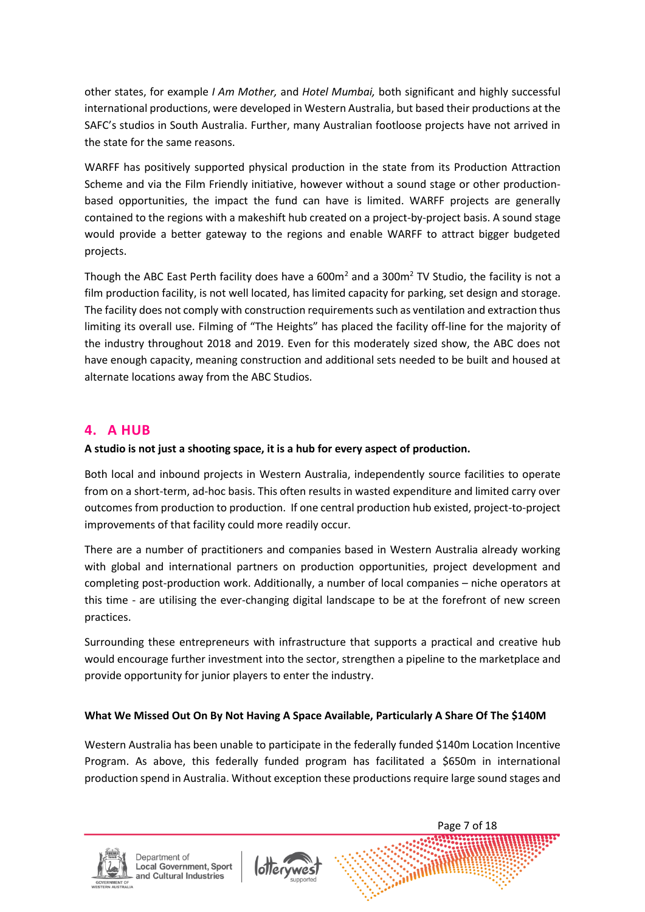other states, for example *I Am Mother,* and *Hotel Mumbai,* both significant and highly successful international productions, were developed in Western Australia, but based their productions at the SAFC's studios in South Australia. Further, many Australian footloose projects have not arrived in the state for the same reasons.

WARFF has positively supported physical production in the state from its Production Attraction Scheme and via the Film Friendly initiative, however without a sound stage or other production-based opportunities, the impact the fund can have is limited. WARFF projects are generally contained to the regions with a makeshift hub created on a project-by-project basis. A sound stage would provide a better gateway to the regions and enable WARFF to attract bigger budgeted projects.

Though the ABC East Perth facility does have a 600m$^2$ and a 300m$^2$ TV Studio, the facility is not a film production facility, is not well located, has limited capacity for parking, set design and storage. The facility does not comply with construction requirements such as ventilation and extraction thus limiting its overall use. Filming of "The Heights" has placed the facility off-line for the majority of the industry throughout 2018 and 2019. Even for this moderately sized show, the ABC does not have enough capacity, meaning construction and additional sets needed to be built and housed at alternate locations away from the ABC Studios.

## 4. A HUB

**A studio is not just a shooting space, it is a hub for every aspect of production.**

Both local and inbound projects in Western Australia, independently source facilities to operate from on a short-term, ad-hoc basis. This often results in wasted expenditure and limited carry over outcomes from production to production. If one central production hub existed, project-to-project improvements of that facility could more readily occur.

There are a number of practitioners and companies based in Western Australia already working with global and international partners on production opportunities, project development and completing post-production work. Additionally, a number of local companies – niche operators at this time - are utilising the ever-changing digital landscape to be at the forefront of new screen practices.

Surrounding these entrepreneurs with infrastructure that supports a practical and creative hub would encourage further investment into the sector, strengthen a pipeline to the marketplace and provide opportunity for junior players to enter the industry.

**What We Missed Out On By Not Having A Space Available, Particularly A Share Of The $140M**

Western Australia has been unable to participate in the federally funded $140m Location Incentive Program. As above, this federally funded program has facilitated a $650m in international production spend in Australia. Without exception these productions require large sound stages and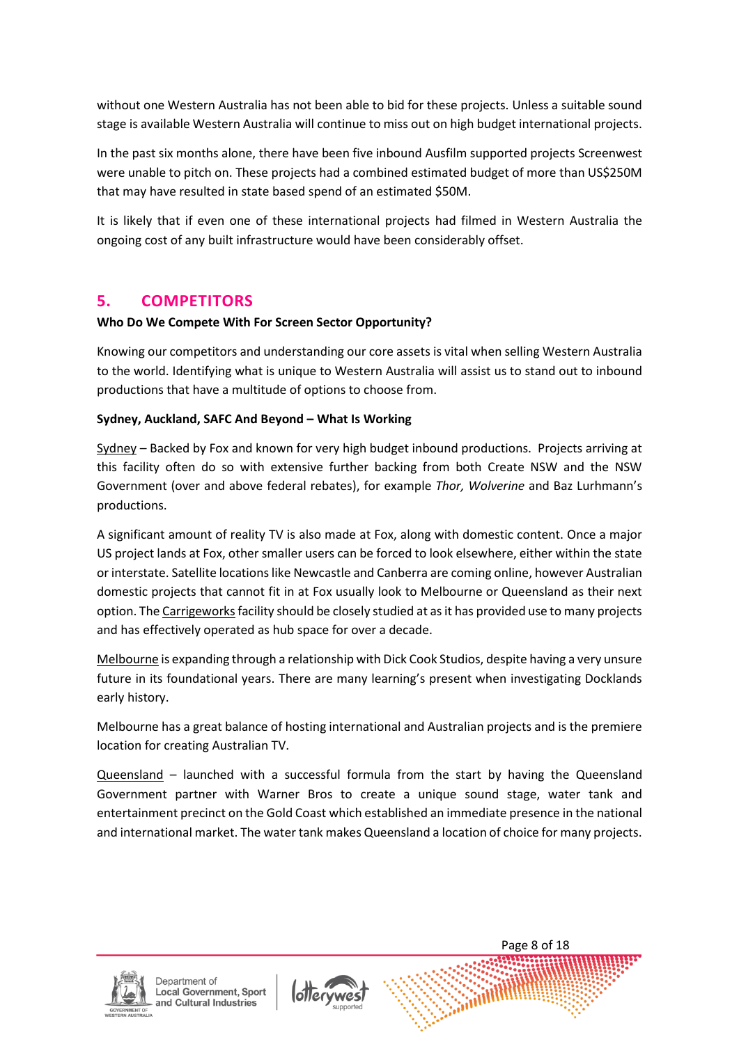without one Western Australia has not been able to bid for these projects. Unless a suitable sound stage is available Western Australia will continue to miss out on high budget international projects.

In the past six months alone, there have been five inbound Ausfilm supported projects Screenwest were unable to pitch on. These projects had a combined estimated budget of more than US$250M that may have resulted in state based spend of an estimated $50M.

It is likely that if even one of these international projects had filmed in Western Australia the ongoing cost of any built infrastructure would have been considerably offset.

## 5. COMPETITORS

**Who Do We Compete With For Screen Sector Opportunity?**

Knowing our competitors and understanding our core assets is vital when selling Western Australia to the world. Identifying what is unique to Western Australia will assist us to stand out to inbound productions that have a multitude of options to choose from.

**Sydney, Auckland, SAFC And Beyond – What Is Working**

Sydney – Backed by Fox and known for very high budget inbound productions. Projects arriving at this facility often do so with extensive further backing from both Create NSW and the NSW Government (over and above federal rebates), for example *Thor, Wolverine* and Baz Lurhmann's productions.

A significant amount of reality TV is also made at Fox, along with domestic content. Once a major US project lands at Fox, other smaller users can be forced to look elsewhere, either within the state or interstate. Satellite locations like Newcastle and Canberra are coming online, however Australian domestic projects that cannot fit in at Fox usually look to Melbourne or Queensland as their next option. The Carrigeworks facility should be closely studied at as it has provided use to many projects and has effectively operated as hub space for over a decade.

Melbourne is expanding through a relationship with Dick Cook Studios, despite having a very unsure future in its foundational years. There are many learning's present when investigating Docklands early history.

Melbourne has a great balance of hosting international and Australian projects and is the premiere location for creating Australian TV.

Queensland – launched with a successful formula from the start by having the Queensland Government partner with Warner Bros to create a unique sound stage, water tank and entertainment precinct on the Gold Coast which established an immediate presence in the national and international market. The water tank makes Queensland a location of choice for many projects.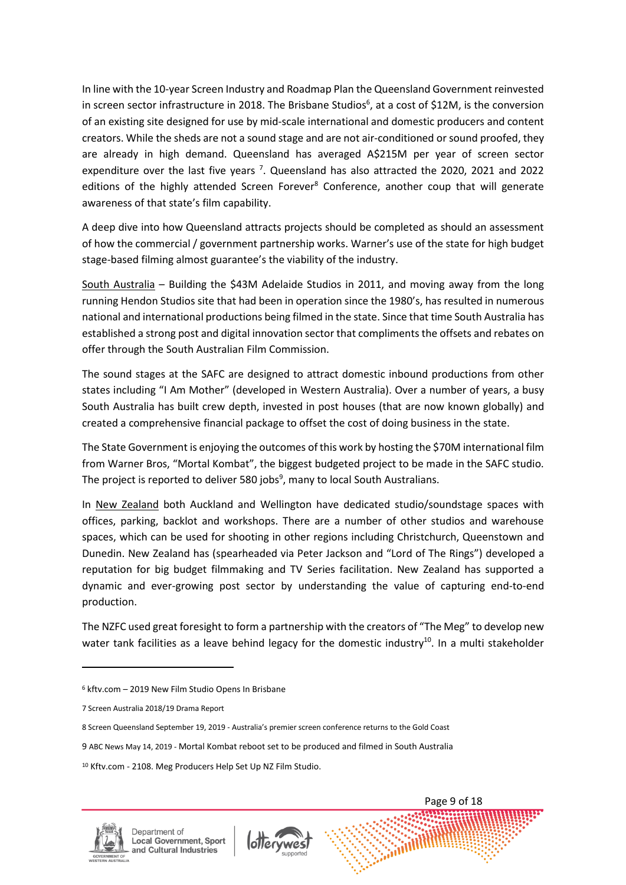In line with the 10-year Screen Industry and Roadmap Plan the Queensland Government reinvested in screen sector infrastructure in 2018. The Brisbane Studios[6], at a cost of $12M, is the conversion of an existing site designed for use by mid-scale international and domestic producers and content creators. While the sheds are not a sound stage and are not air-conditioned or sound proofed, they are already in high demand. Queensland has averaged A$215M per year of screen sector expenditure over the last five years [7]. Queensland has also attracted the 2020, 2021 and 2022 editions of the highly attended Screen Forever[8] Conference, another coup that will generate awareness of that state's film capability.

A deep dive into how Queensland attracts projects should be completed as should an assessment of how the commercial / government partnership works. Warner's use of the state for high budget stage-based filming almost guarantee's the viability of the industry.

<u>South Australia</u> – Building the $43M Adelaide Studios in 2011, and moving away from the long running Hendon Studios site that had been in operation since the 1980's, has resulted in numerous national and international productions being filmed in the state. Since that time South Australia has established a strong post and digital innovation sector that compliments the offsets and rebates on offer through the South Australian Film Commission.

The sound stages at the SAFC are designed to attract domestic inbound productions from other states including "I Am Mother" (developed in Western Australia). Over a number of years, a busy South Australia has built crew depth, invested in post houses (that are now known globally) and created a comprehensive financial package to offset the cost of doing business in the state.

The State Government is enjoying the outcomes of this work by hosting the $70M international film from Warner Bros, "Mortal Kombat", the biggest budgeted project to be made in the SAFC studio. The project is reported to deliver 580 jobs[9], many to local South Australians.

In <u>New Zealand</u> both Auckland and Wellington have dedicated studio/soundstage spaces with offices, parking, backlot and workshops. There are a number of other studios and warehouse spaces, which can be used for shooting in other regions including Christchurch, Queenstown and Dunedin. New Zealand has (spearheaded via Peter Jackson and "Lord of The Rings") developed a reputation for big budget filmmaking and TV Series facilitation. New Zealand has supported a dynamic and ever-growing post sector by understanding the value of capturing end-to-end production.

The NZFC used great foresight to form a partnership with the creators of "The Meg" to develop new water tank facilities as a leave behind legacy for the domestic industry[10]. In a multi stakeholder

---

[6] kftv.com – 2019 New Film Studio Opens In Brisbane

[7] Screen Australia 2018/19 Drama Report

[8] Screen Queensland September 19, 2019 - Australia's premier screen conference returns to the Gold Coast

[9] ABC News May 14, 2019 - Mortal Kombat reboot set to be produced and filmed in South Australia

[10] Kftv.com - 2108. Meg Producers Help Set Up NZ Film Studio.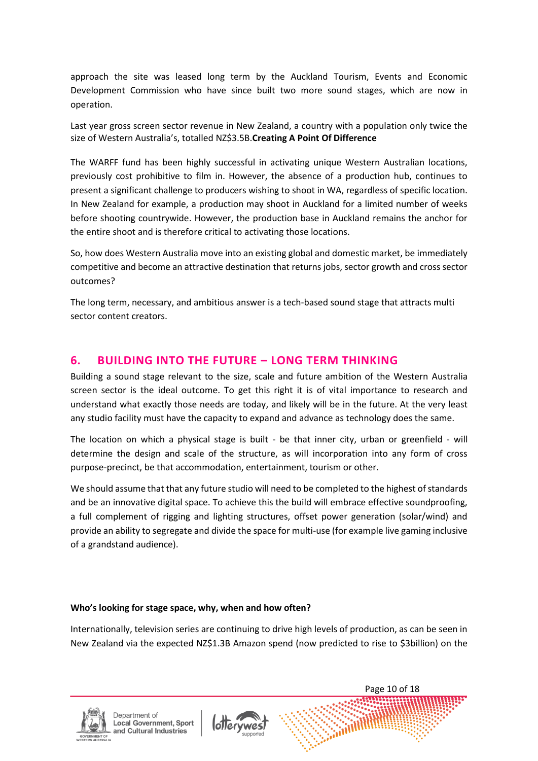approach the site was leased long term by the Auckland Tourism, Events and Economic Development Commission who have since built two more sound stages, which are now in operation.

Last year gross screen sector revenue in New Zealand, a country with a population only twice the size of Western Australia's, totalled NZ$3.5B.**Creating A Point Of Difference**

The WARFF fund has been highly successful in activating unique Western Australian locations, previously cost prohibitive to film in. However, the absence of a production hub, continues to present a significant challenge to producers wishing to shoot in WA, regardless of specific location. In New Zealand for example, a production may shoot in Auckland for a limited number of weeks before shooting countrywide. However, the production base in Auckland remains the anchor for the entire shoot and is therefore critical to activating those locations.

So, how does Western Australia move into an existing global and domestic market, be immediately competitive and become an attractive destination that returns jobs, sector growth and cross sector outcomes?

The long term, necessary, and ambitious answer is a tech-based sound stage that attracts multi sector content creators.

## 6. BUILDING INTO THE FUTURE – LONG TERM THINKING

Building a sound stage relevant to the size, scale and future ambition of the Western Australia screen sector is the ideal outcome. To get this right it is of vital importance to research and understand what exactly those needs are today, and likely will be in the future. At the very least any studio facility must have the capacity to expand and advance as technology does the same.

The location on which a physical stage is built - be that inner city, urban or greenfield - will determine the design and scale of the structure, as will incorporation into any form of cross purpose-precinct, be that accommodation, entertainment, tourism or other.

We should assume that that any future studio will need to be completed to the highest of standards and be an innovative digital space. To achieve this the build will embrace effective soundproofing, a full complement of rigging and lighting structures, offset power generation (solar/wind) and provide an ability to segregate and divide the space for multi-use (for example live gaming inclusive of a grandstand audience).

**Who's looking for stage space, why, when and how often?**

Internationally, television series are continuing to drive high levels of production, as can be seen in New Zealand via the expected NZ$1.3B Amazon spend (now predicted to rise to $3billion) on the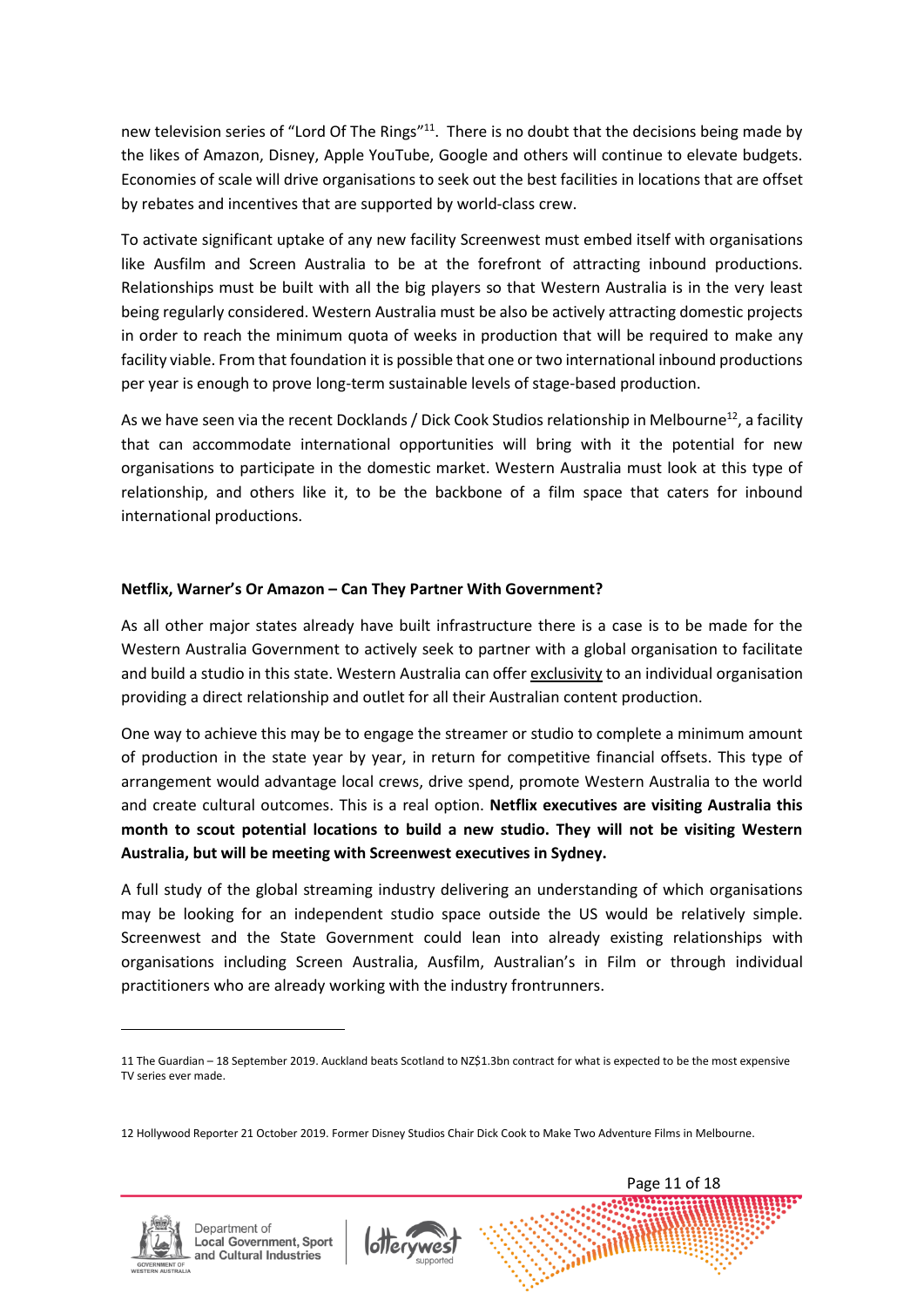new television series of "Lord Of The Rings"[11]. There is no doubt that the decisions being made by the likes of Amazon, Disney, Apple YouTube, Google and others will continue to elevate budgets. Economies of scale will drive organisations to seek out the best facilities in locations that are offset by rebates and incentives that are supported by world-class crew.

To activate significant uptake of any new facility Screenwest must embed itself with organisations like Ausfilm and Screen Australia to be at the forefront of attracting inbound productions. Relationships must be built with all the big players so that Western Australia is in the very least being regularly considered. Western Australia must be also be actively attracting domestic projects in order to reach the minimum quota of weeks in production that will be required to make any facility viable. From that foundation it is possible that one or two international inbound productions per year is enough to prove long-term sustainable levels of stage-based production.

As we have seen via the recent Docklands / Dick Cook Studios relationship in Melbourne[12], a facility that can accommodate international opportunities will bring with it the potential for new organisations to participate in the domestic market. Western Australia must look at this type of relationship, and others like it, to be the backbone of a film space that caters for inbound international productions.

**Netflix, Warner's Or Amazon – Can They Partner With Government?**

As all other major states already have built infrastructure there is a case is to be made for the Western Australia Government to actively seek to partner with a global organisation to facilitate and build a studio in this state. Western Australia can offer exclusivity to an individual organisation providing a direct relationship and outlet for all their Australian content production.

One way to achieve this may be to engage the streamer or studio to complete a minimum amount of production in the state year by year, in return for competitive financial offsets. This type of arrangement would advantage local crews, drive spend, promote Western Australia to the world and create cultural outcomes. This is a real option. **Netflix executives are visiting Australia this month to scout potential locations to build a new studio. They will not be visiting Western Australia, but will be meeting with Screenwest executives in Sydney.**

A full study of the global streaming industry delivering an understanding of which organisations may be looking for an independent studio space outside the US would be relatively simple. Screenwest and the State Government could lean into already existing relationships with organisations including Screen Australia, Ausfilm, Australian's in Film or through individual practitioners who are already working with the industry frontrunners.

---

11 The Guardian – 18 September 2019. Auckland beats Scotland to NZ$1.3bn contract for what is expected to be the most expensive TV series ever made.

12 Hollywood Reporter 21 October 2019. Former Disney Studios Chair Dick Cook to Make Two Adventure Films in Melbourne.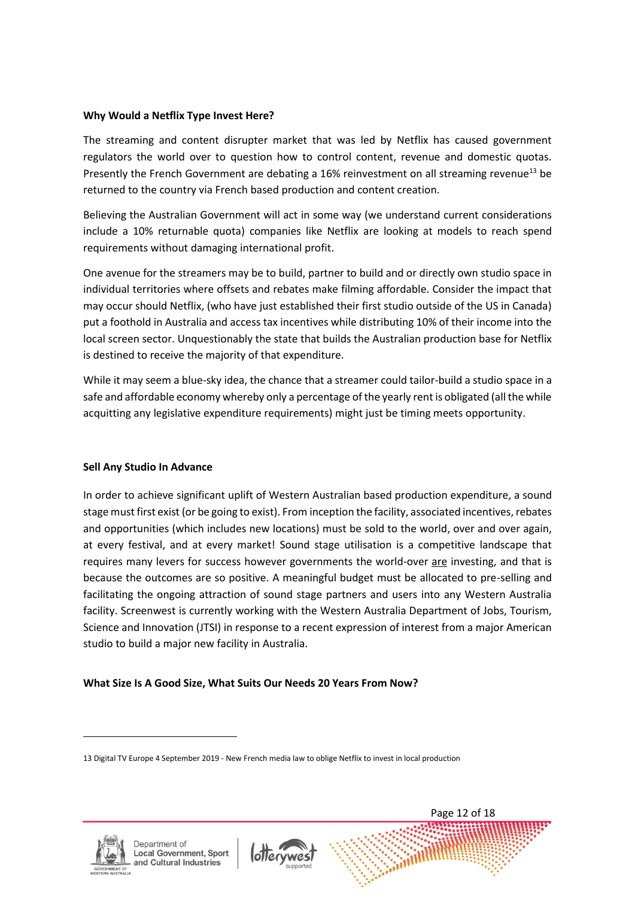**Why Would a Netflix Type Invest Here?**

The streaming and content disrupter market that was led by Netflix has caused government regulators the world over to question how to control content, revenue and domestic quotas. Presently the French Government are debating a 16% reinvestment on all streaming revenue[13] be returned to the country via French based production and content creation.

Believing the Australian Government will act in some way (we understand current considerations include a 10% returnable quota) companies like Netflix are looking at models to reach spend requirements without damaging international profit.

One avenue for the streamers may be to build, partner to build and or directly own studio space in individual territories where offsets and rebates make filming affordable. Consider the impact that may occur should Netflix, (who have just established their first studio outside of the US in Canada) put a foothold in Australia and access tax incentives while distributing 10% of their income into the local screen sector. Unquestionably the state that builds the Australian production base for Netflix is destined to receive the majority of that expenditure.

While it may seem a blue-sky idea, the chance that a streamer could tailor-build a studio space in a safe and affordable economy whereby only a percentage of the yearly rent is obligated (all the while acquitting any legislative expenditure requirements) might just be timing meets opportunity.

**Sell Any Studio In Advance**

In order to achieve significant uplift of Western Australian based production expenditure, a sound stage must first exist (or be going to exist). From inception the facility, associated incentives, rebates and opportunities (which includes new locations) must be sold to the world, over and over again, at every festival, and at every market! Sound stage utilisation is a competitive landscape that requires many levers for success however governments the world-over <u>are</u> investing, and that is because the outcomes are so positive. A meaningful budget must be allocated to pre-selling and facilitating the ongoing attraction of sound stage partners and users into any Western Australia facility. Screenwest is currently working with the Western Australia Department of Jobs, Tourism, Science and Innovation (JTSI) in response to a recent expression of interest from a major American studio to build a major new facility in Australia.

**What Size Is A Good Size, What Suits Our Needs 20 Years From Now?**

---

13 Digital TV Europe 4 September 2019 - New French media law to oblige Netflix to invest in local production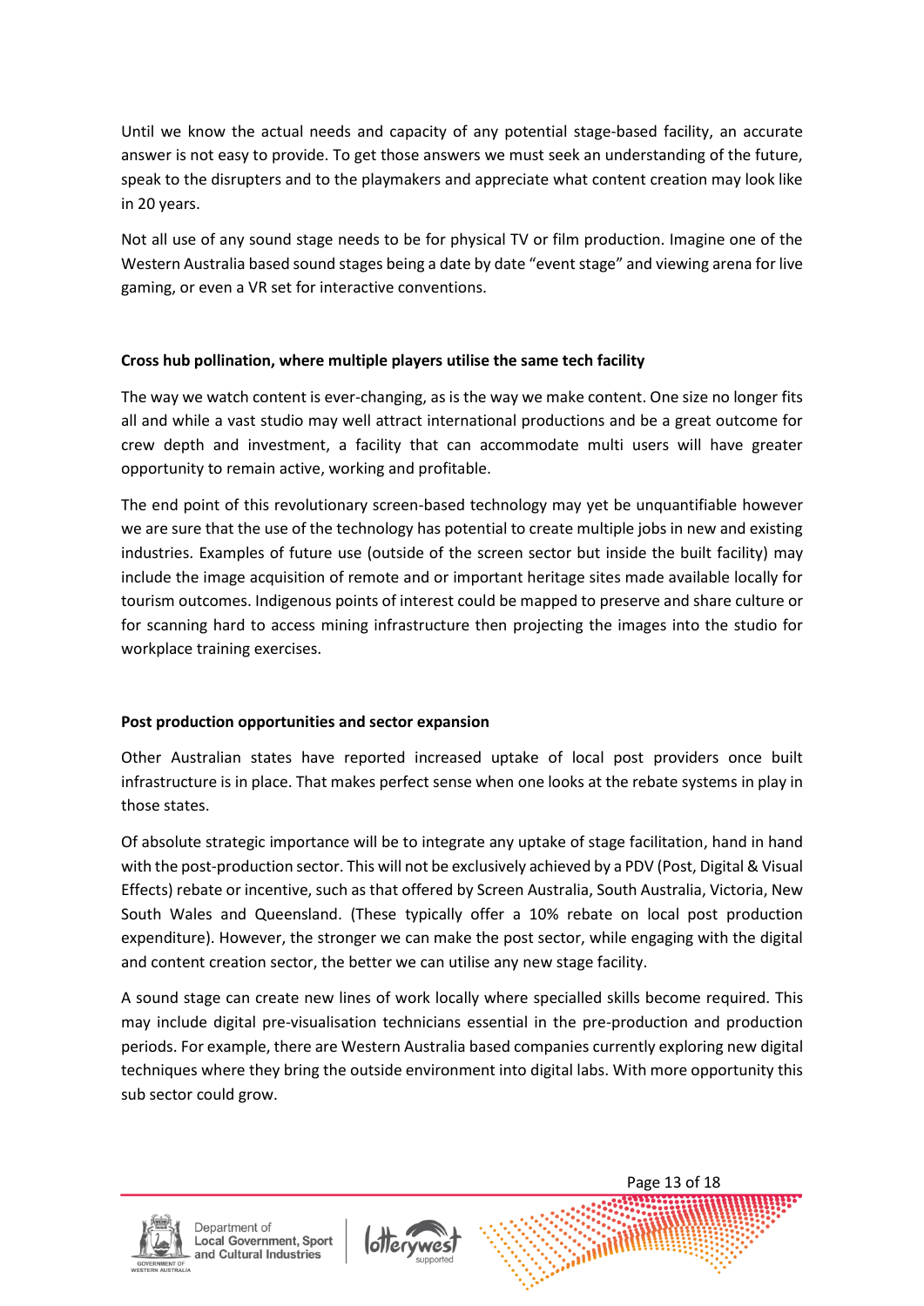Until we know the actual needs and capacity of any potential stage-based facility, an accurate answer is not easy to provide. To get those answers we must seek an understanding of the future, speak to the disrupters and to the playmakers and appreciate what content creation may look like in 20 years.

Not all use of any sound stage needs to be for physical TV or film production. Imagine one of the Western Australia based sound stages being a date by date "event stage" and viewing arena for live gaming, or even a VR set for interactive conventions.

**Cross hub pollination, where multiple players utilise the same tech facility**

The way we watch content is ever-changing, as is the way we make content. One size no longer fits all and while a vast studio may well attract international productions and be a great outcome for crew depth and investment, a facility that can accommodate multi users will have greater opportunity to remain active, working and profitable.

The end point of this revolutionary screen-based technology may yet be unquantifiable however we are sure that the use of the technology has potential to create multiple jobs in new and existing industries. Examples of future use (outside of the screen sector but inside the built facility) may include the image acquisition of remote and or important heritage sites made available locally for tourism outcomes. Indigenous points of interest could be mapped to preserve and share culture or for scanning hard to access mining infrastructure then projecting the images into the studio for workplace training exercises.

**Post production opportunities and sector expansion**

Other Australian states have reported increased uptake of local post providers once built infrastructure is in place. That makes perfect sense when one looks at the rebate systems in play in those states.

Of absolute strategic importance will be to integrate any uptake of stage facilitation, hand in hand with the post-production sector. This will not be exclusively achieved by a PDV (Post, Digital & Visual Effects) rebate or incentive, such as that offered by Screen Australia, South Australia, Victoria, New South Wales and Queensland. (These typically offer a 10% rebate on local post production expenditure). However, the stronger we can make the post sector, while engaging with the digital and content creation sector, the better we can utilise any new stage facility.

A sound stage can create new lines of work locally where specialled skills become required. This may include digital pre-visualisation technicians essential in the pre-production and production periods. For example, there are Western Australia based companies currently exploring new digital techniques where they bring the outside environment into digital labs. With more opportunity this sub sector could grow.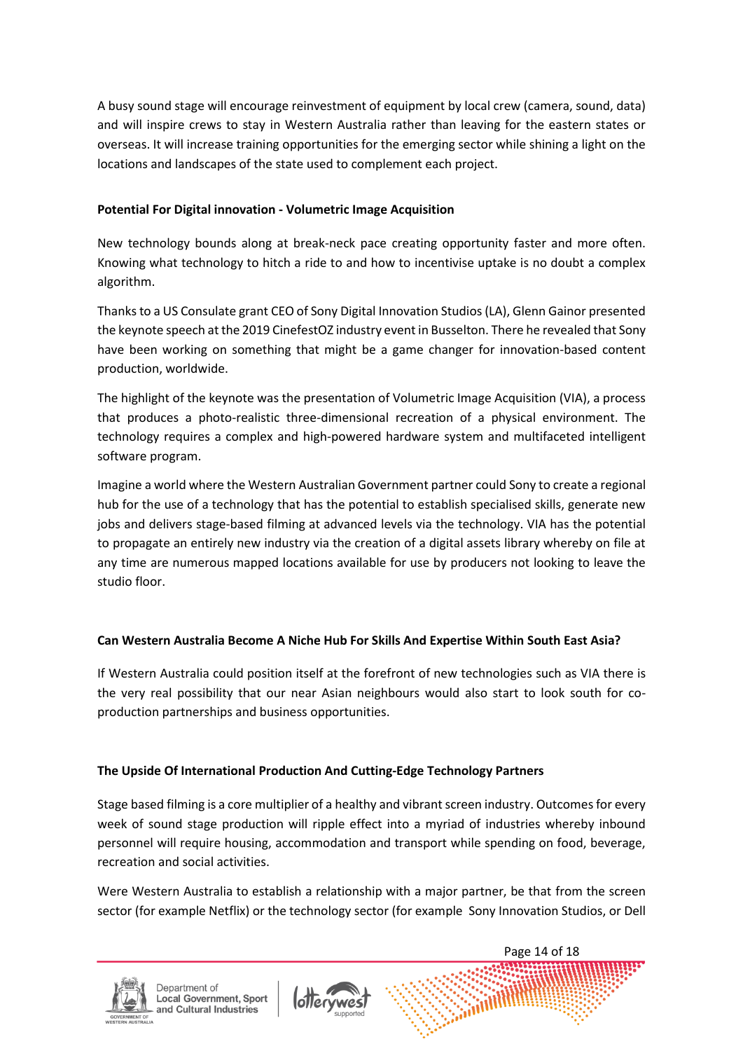A busy sound stage will encourage reinvestment of equipment by local crew (camera, sound, data) and will inspire crews to stay in Western Australia rather than leaving for the eastern states or overseas. It will increase training opportunities for the emerging sector while shining a light on the locations and landscapes of the state used to complement each project.

**Potential For Digital innovation - Volumetric Image Acquisition**

New technology bounds along at break-neck pace creating opportunity faster and more often. Knowing what technology to hitch a ride to and how to incentivise uptake is no doubt a complex algorithm.

Thanks to a US Consulate grant CEO of Sony Digital Innovation Studios (LA), Glenn Gainor presented the keynote speech at the 2019 CinefestOZ industry event in Busselton. There he revealed that Sony have been working on something that might be a game changer for innovation-based content production, worldwide.

The highlight of the keynote was the presentation of Volumetric Image Acquisition (VIA), a process that produces a photo-realistic three-dimensional recreation of a physical environment. The technology requires a complex and high-powered hardware system and multifaceted intelligent software program.

Imagine a world where the Western Australian Government partner could Sony to create a regional hub for the use of a technology that has the potential to establish specialised skills, generate new jobs and delivers stage-based filming at advanced levels via the technology. VIA has the potential to propagate an entirely new industry via the creation of a digital assets library whereby on file at any time are numerous mapped locations available for use by producers not looking to leave the studio floor.

**Can Western Australia Become A Niche Hub For Skills And Expertise Within South East Asia?**

If Western Australia could position itself at the forefront of new technologies such as VIA there is the very real possibility that our near Asian neighbours would also start to look south for co-production partnerships and business opportunities.

**The Upside Of International Production And Cutting-Edge Technology Partners**

Stage based filming is a core multiplier of a healthy and vibrant screen industry. Outcomes for every week of sound stage production will ripple effect into a myriad of industries whereby inbound personnel will require housing, accommodation and transport while spending on food, beverage, recreation and social activities.

Were Western Australia to establish a relationship with a major partner, be that from the screen sector (for example Netflix) or the technology sector (for example Sony Innovation Studios, or Dell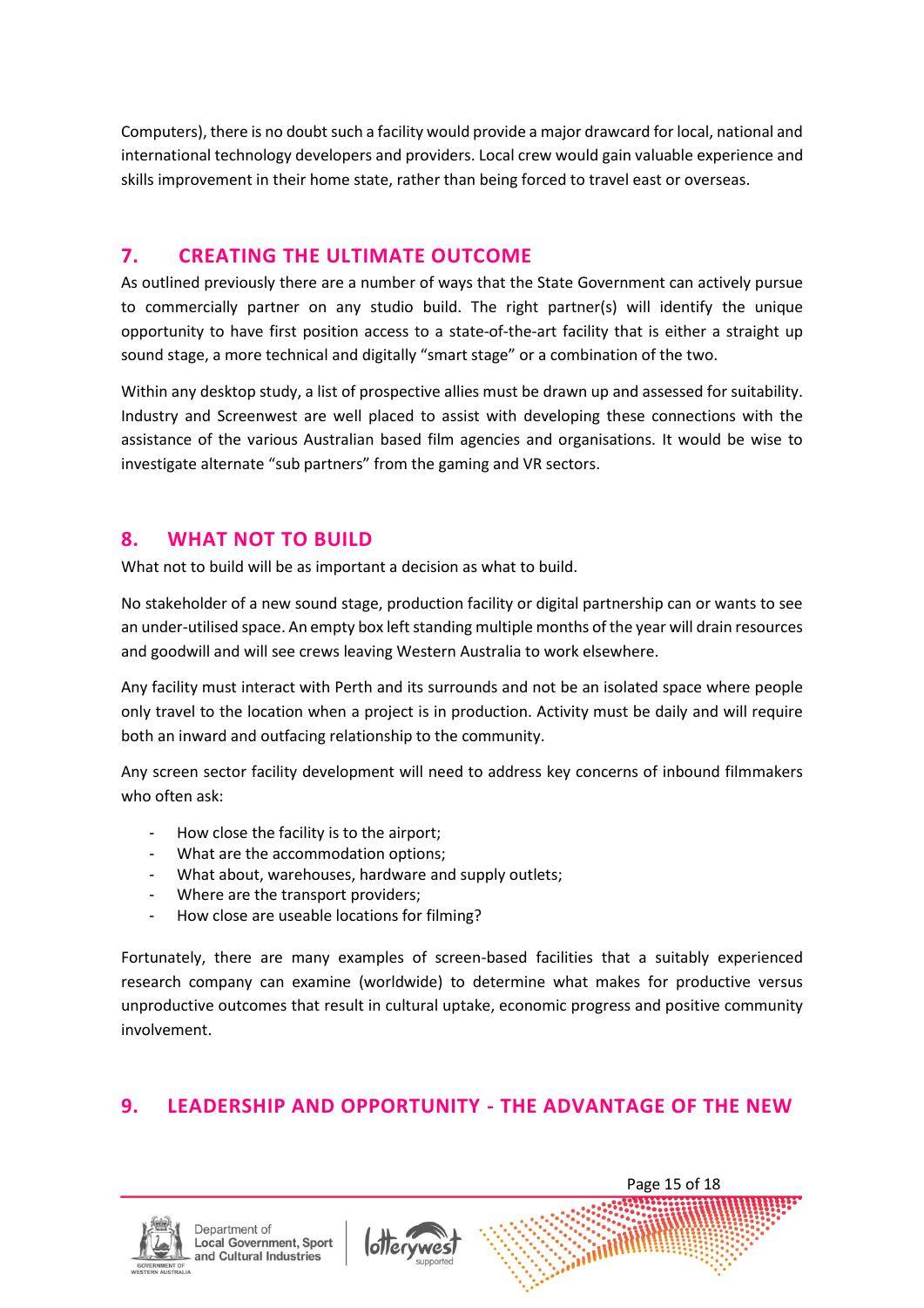Computers), there is no doubt such a facility would provide a major drawcard for local, national and international technology developers and providers. Local crew would gain valuable experience and skills improvement in their home state, rather than being forced to travel east or overseas.

## 7. CREATING THE ULTIMATE OUTCOME

As outlined previously there are a number of ways that the State Government can actively pursue to commercially partner on any studio build. The right partner(s) will identify the unique opportunity to have first position access to a state-of-the-art facility that is either a straight up sound stage, a more technical and digitally "smart stage" or a combination of the two.

Within any desktop study, a list of prospective allies must be drawn up and assessed for suitability. Industry and Screenwest are well placed to assist with developing these connections with the assistance of the various Australian based film agencies and organisations. It would be wise to investigate alternate "sub partners" from the gaming and VR sectors.

## 8. WHAT NOT TO BUILD

What not to build will be as important a decision as what to build.

No stakeholder of a new sound stage, production facility or digital partnership can or wants to see an under-utilised space. An empty box left standing multiple months of the year will drain resources and goodwill and will see crews leaving Western Australia to work elsewhere.

Any facility must interact with Perth and its surrounds and not be an isolated space where people only travel to the location when a project is in production. Activity must be daily and will require both an inward and outfacing relationship to the community.

Any screen sector facility development will need to address key concerns of inbound filmmakers who often ask:

- How close the facility is to the airport;
- What are the accommodation options;
- What about, warehouses, hardware and supply outlets;
- Where are the transport providers;
- How close are useable locations for filming?

Fortunately, there are many examples of screen-based facilities that a suitably experienced research company can examine (worldwide) to determine what makes for productive versus unproductive outcomes that result in cultural uptake, economic progress and positive community involvement.

## 9. LEADERSHIP AND OPPORTUNITY - THE ADVANTAGE OF THE NEW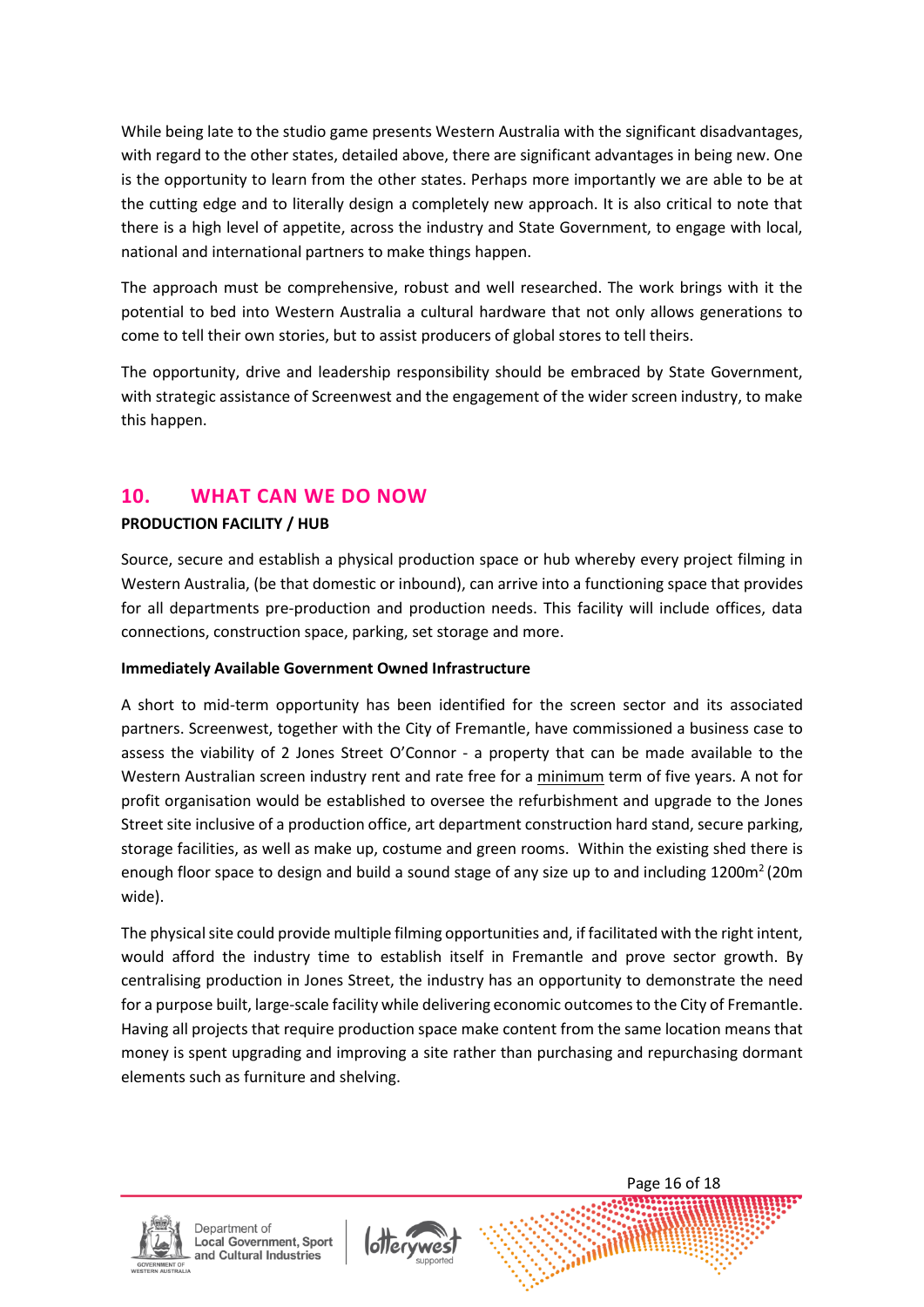While being late to the studio game presents Western Australia with the significant disadvantages, with regard to the other states, detailed above, there are significant advantages in being new. One is the opportunity to learn from the other states. Perhaps more importantly we are able to be at the cutting edge and to literally design a completely new approach. It is also critical to note that there is a high level of appetite, across the industry and State Government, to engage with local, national and international partners to make things happen.

The approach must be comprehensive, robust and well researched. The work brings with it the potential to bed into Western Australia a cultural hardware that not only allows generations to come to tell their own stories, but to assist producers of global stores to tell theirs.

The opportunity, drive and leadership responsibility should be embraced by State Government, with strategic assistance of Screenwest and the engagement of the wider screen industry, to make this happen.

## 10. WHAT CAN WE DO NOW

**PRODUCTION FACILITY / HUB**

Source, secure and establish a physical production space or hub whereby every project filming in Western Australia, (be that domestic or inbound), can arrive into a functioning space that provides for all departments pre-production and production needs. This facility will include offices, data connections, construction space, parking, set storage and more.

**Immediately Available Government Owned Infrastructure**

A short to mid-term opportunity has been identified for the screen sector and its associated partners. Screenwest, together with the City of Fremantle, have commissioned a business case to assess the viability of 2 Jones Street O'Connor - a property that can be made available to the Western Australian screen industry rent and rate free for a minimum term of five years. A not for profit organisation would be established to oversee the refurbishment and upgrade to the Jones Street site inclusive of a production office, art department construction hard stand, secure parking, storage facilities, as well as make up, costume and green rooms. Within the existing shed there is enough floor space to design and build a sound stage of any size up to and including 1200m$^2$ (20m wide).

The physical site could provide multiple filming opportunities and, if facilitated with the right intent, would afford the industry time to establish itself in Fremantle and prove sector growth. By centralising production in Jones Street, the industry has an opportunity to demonstrate the need for a purpose built, large-scale facility while delivering economic outcomes to the City of Fremantle. Having all projects that require production space make content from the same location means that money is spent upgrading and improving a site rather than purchasing and repurchasing dormant elements such as furniture and shelving.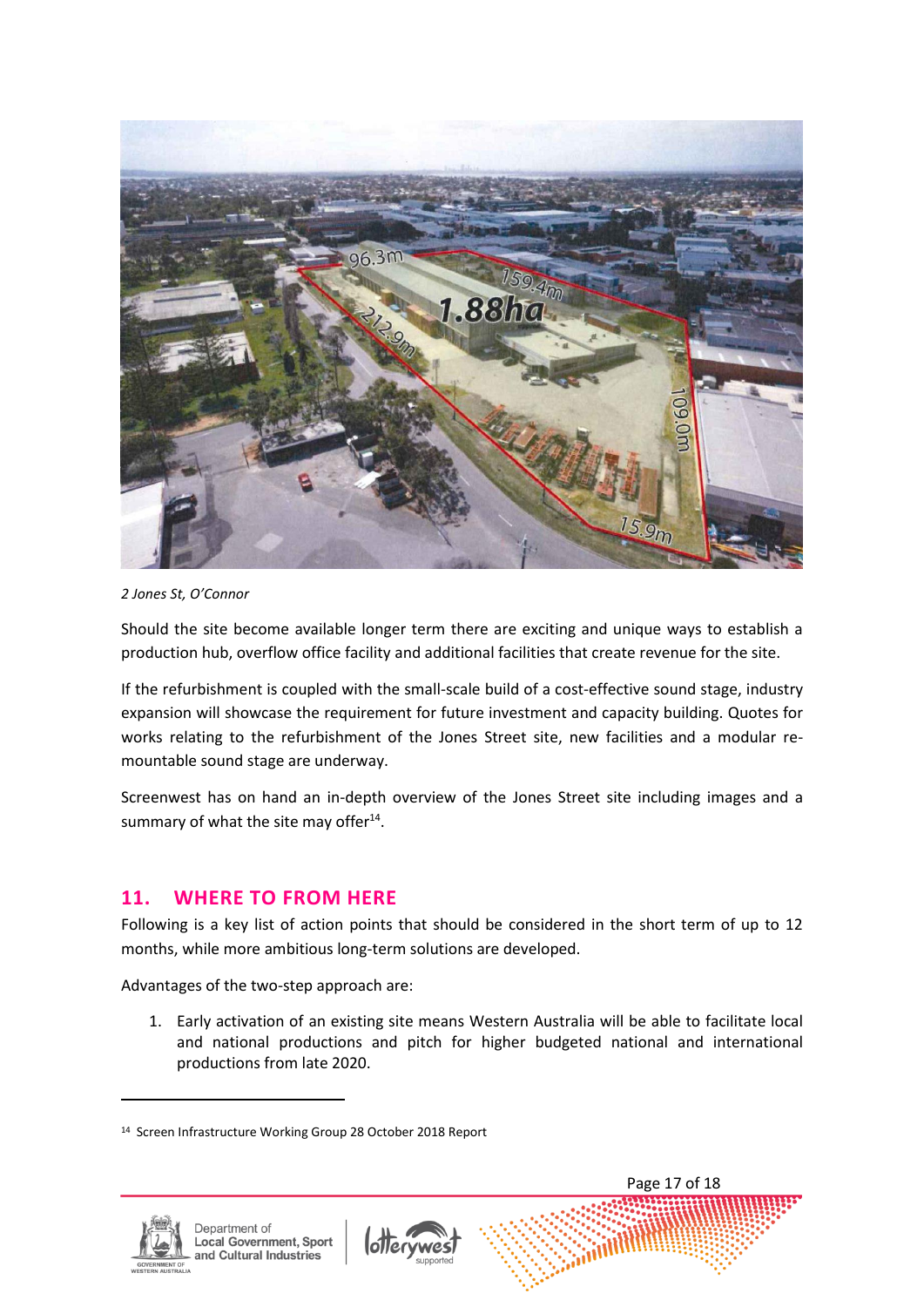*2 Jones St, O'Connor*

Should the site become available longer term there are exciting and unique ways to establish a production hub, overflow office facility and additional facilities that create revenue for the site.

If the refurbishment is coupled with the small-scale build of a cost-effective sound stage, industry expansion will showcase the requirement for future investment and capacity building. Quotes for works relating to the refurbishment of the Jones Street site, new facilities and a modular re-mountable sound stage are underway.

Screenwest has on hand an in-depth overview of the Jones Street site including images and a summary of what the site may offer[14].

## 11. WHERE TO FROM HERE

Following is a key list of action points that should be considered in the short term of up to 12 months, while more ambitious long-term solutions are developed.

Advantages of the two-step approach are:

1. Early activation of an existing site means Western Australia will be able to facilitate local and national productions and pitch for higher budgeted national and international productions from late 2020.

[14] Screen Infrastructure Working Group 28 October 2018 Report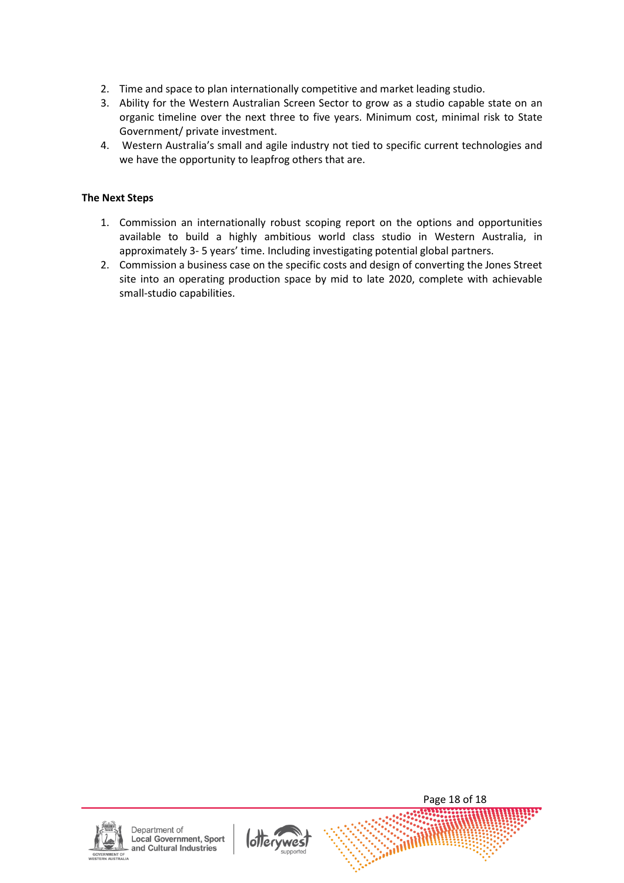2. Time and space to plan internationally competitive and market leading studio.
3. Ability for the Western Australian Screen Sector to grow as a studio capable state on an organic timeline over the next three to five years. Minimum cost, minimal risk to State Government/ private investment.
4. Western Australia's small and agile industry not tied to specific current technologies and we have the opportunity to leapfrog others that are.

**The Next Steps**

1. Commission an internationally robust scoping report on the options and opportunities available to build a highly ambitious world class studio in Western Australia, in approximately 3- 5 years' time. Including investigating potential global partners.
2. Commission a business case on the specific costs and design of converting the Jones Street site into an operating production space by mid to late 2020, complete with achievable small-studio capabilities.